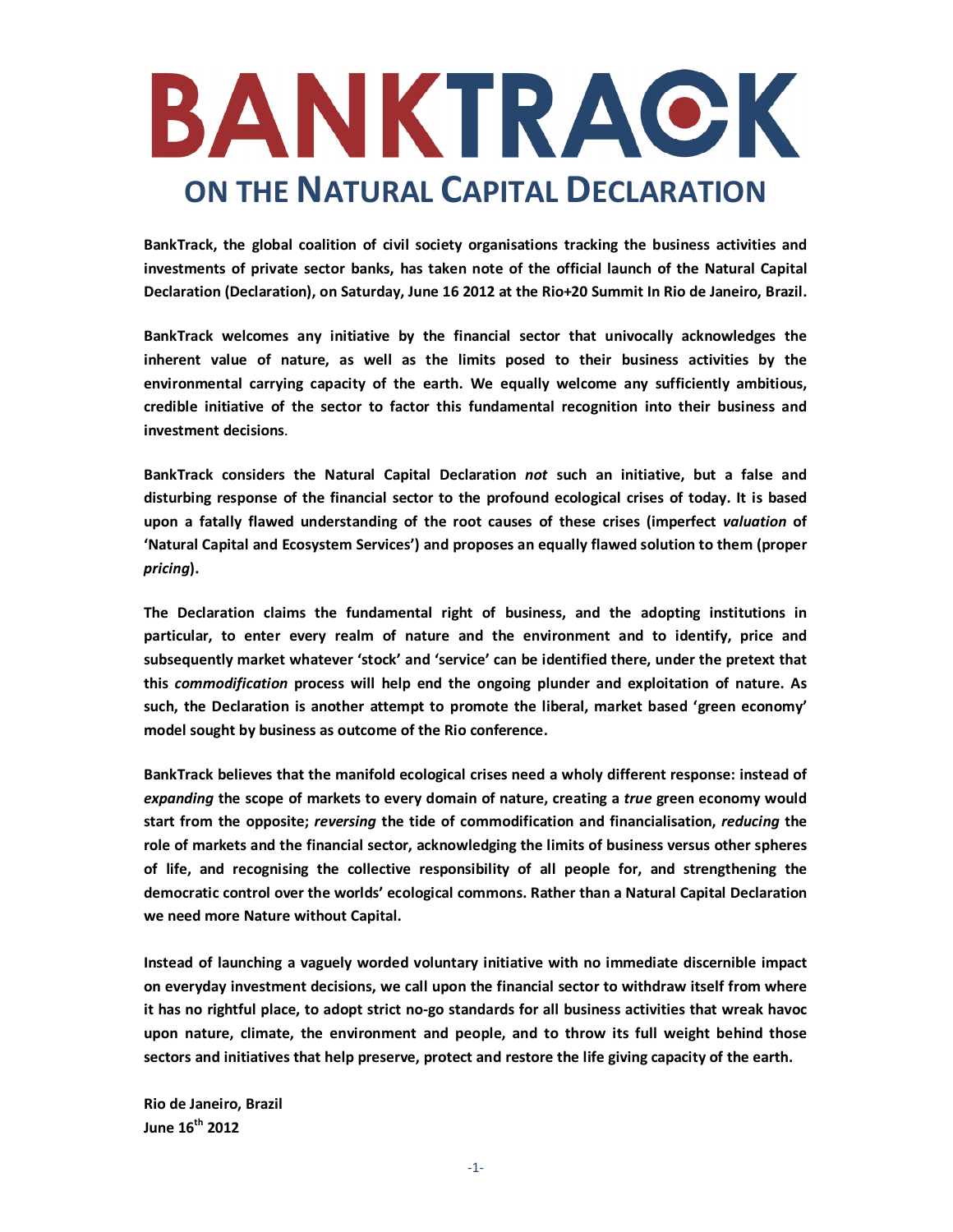# BANKTRACK

## ON THE NATURAL CAPITAL DECLARATION

**BankTrack, the global coalition of civil society organisations tracking the business activities and investments of private sector banks, has taken note of the official launch of the Natural Capital Declaration (Declaration), on Saturday, June 16 2012 at the Rio+20 Summit In Rio de Janeiro, Brazil.**

**BankTrack welcomes any initiative by the financial sector that univocally acknowledges the inherent value of nature, as well as the limits posed to their business activities by the environmental carrying capacity of the earth. We equally welcome any sufficiently ambitious, credible initiative of the sector to factor this fundamental recognition into their business and investment decisions**.

**BankTrack considers the Natural Capital Declaration *not* such an initiative, but a false and disturbing response of the financial sector to the profound ecological crises of today. It is based upon a fatally flawed understanding of the root causes of these crises (imperfect *valuation* of 'Natural Capital and Ecosystem Services') and proposes an equally flawed solution to them (proper *pricing*).**

**The Declaration claims the fundamental right of business, and the adopting institutions in particular, to enter every realm of nature and the environment and to identify, price and subsequently market whatever 'stock' and 'service' can be identified there, under the pretext that this *commodification* process will help end the ongoing plunder and exploitation of nature. As such, the Declaration is another attempt to promote the liberal, market based 'green economy' model sought by business as outcome of the Rio conference.**

**BankTrack believes that the manifold ecological crises need a wholy different response: instead of *expanding* the scope of markets to every domain of nature, creating a *true* green economy would start from the opposite; *reversing* the tide of commodification and financialisation, *reducing* the role of markets and the financial sector, acknowledging the limits of business versus other spheres of life, and recognising the collective responsibility of all people for, and strengthening the democratic control over the worlds' ecological commons. Rather than a Natural Capital Declaration we need more Nature without Capital.**

**Instead of launching a vaguely worded voluntary initiative with no immediate discernible impact on everyday investment decisions, we call upon the financial sector to withdraw itself from where it has no rightful place, to adopt strict no-go standards for all business activities that wreak havoc upon nature, climate, the environment and people, and to throw its full weight behind those sectors and initiatives that help preserve, protect and restore the life giving capacity of the earth.**

**Rio de Janeiro, Brazil**
**June 16th 2012**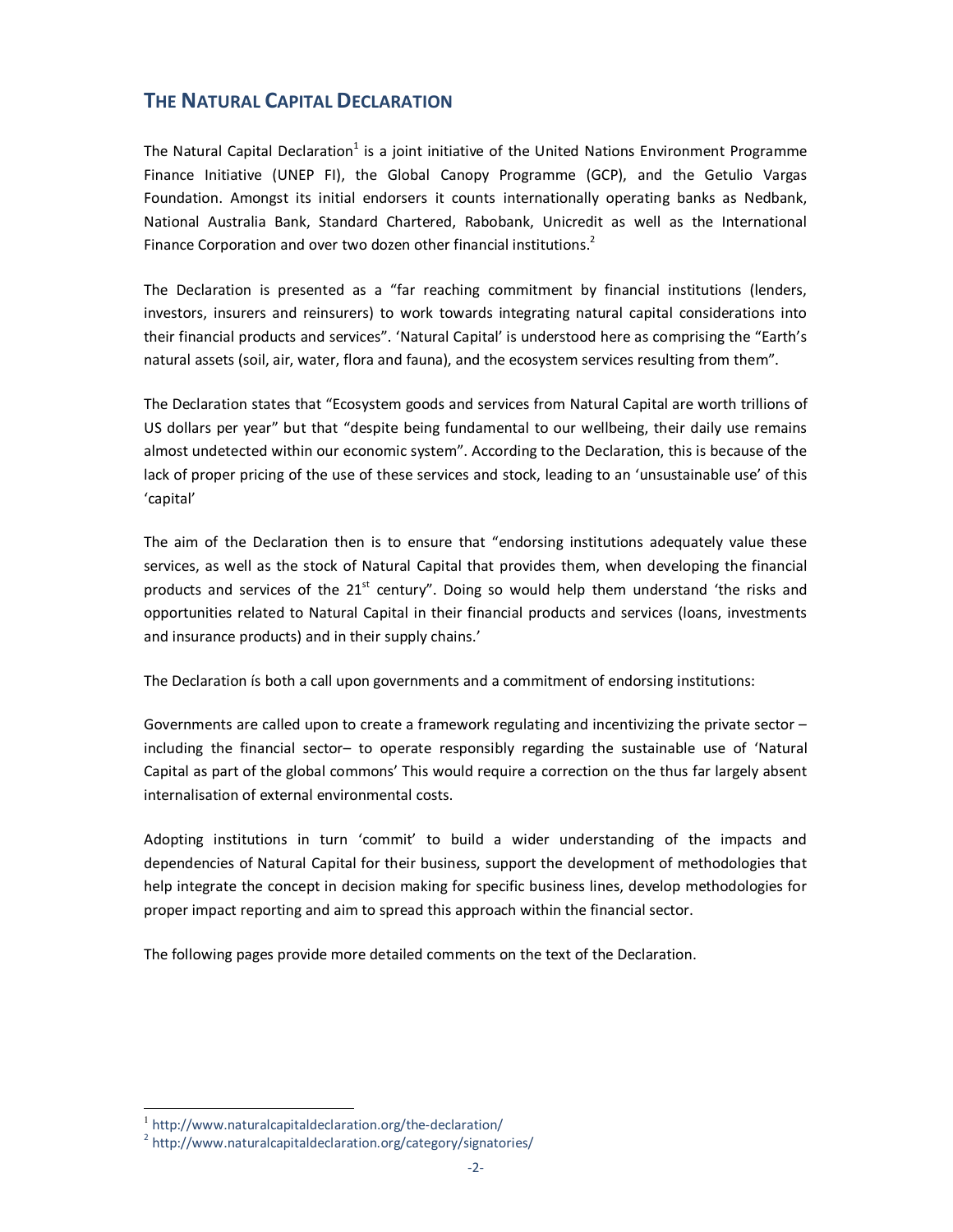## THE NATURAL CAPITAL DECLARATION

The Natural Capital Declaration[1] is a joint initiative of the United Nations Environment Programme Finance Initiative (UNEP FI), the Global Canopy Programme (GCP), and the Getulio Vargas Foundation. Amongst its initial endorsers it counts internationally operating banks as Nedbank, National Australia Bank, Standard Chartered, Rabobank, Unicredit as well as the International Finance Corporation and over two dozen other financial institutions.[2]

The Declaration is presented as a "far reaching commitment by financial institutions (lenders, investors, insurers and reinsurers) to work towards integrating natural capital considerations into their financial products and services". 'Natural Capital' is understood here as comprising the "Earth's natural assets (soil, air, water, flora and fauna), and the ecosystem services resulting from them".

The Declaration states that "Ecosystem goods and services from Natural Capital are worth trillions of US dollars per year" but that "despite being fundamental to our wellbeing, their daily use remains almost undetected within our economic system". According to the Declaration, this is because of the lack of proper pricing of the use of these services and stock, leading to an 'unsustainable use' of this 'capital'

The aim of the Declaration then is to ensure that "endorsing institutions adequately value these services, as well as the stock of Natural Capital that provides them, when developing the financial products and services of the 21st century". Doing so would help them understand 'the risks and opportunities related to Natural Capital in their financial products and services (loans, investments and insurance products) and in their supply chains.'

The Declaration ís both a call upon governments and a commitment of endorsing institutions:

Governments are called upon to create a framework regulating and incentivizing the private sector – including the financial sector– to operate responsibly regarding the sustainable use of 'Natural Capital as part of the global commons' This would require a correction on the thus far largely absent internalisation of external environmental costs.

Adopting institutions in turn 'commit' to build a wider understanding of the impacts and dependencies of Natural Capital for their business, support the development of methodologies that help integrate the concept in decision making for specific business lines, develop methodologies for proper impact reporting and aim to spread this approach within the financial sector.

The following pages provide more detailed comments on the text of the Declaration.

---

[1] http://www.naturalcapitaldeclaration.org/the-declaration/

[2] http://www.naturalcapitaldeclaration.org/category/signatories/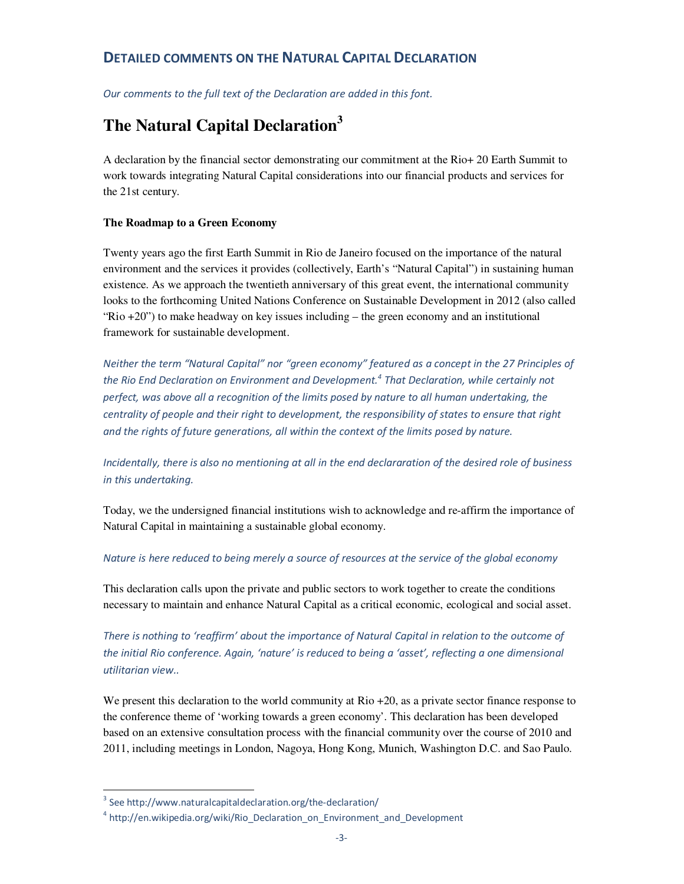## DETAILED COMMENTS ON THE NATURAL CAPITAL DECLARATION

*Our comments to the full text of the Declaration are added in this font.*

# The Natural Capital Declaration[3]

A declaration by the financial sector demonstrating our commitment at the Rio+ 20 Earth Summit to work towards integrating Natural Capital considerations into our financial products and services for the 21st century.

**The Roadmap to a Green Economy**

Twenty years ago the first Earth Summit in Rio de Janeiro focused on the importance of the natural environment and the services it provides (collectively, Earth's "Natural Capital") in sustaining human existence. As we approach the twentieth anniversary of this great event, the international community looks to the forthcoming United Nations Conference on Sustainable Development in 2012 (also called "Rio +20") to make headway on key issues including – the green economy and an institutional framework for sustainable development.

*Neither the term "Natural Capital" nor "green economy" featured as a concept in the 27 Principles of the Rio End Declaration on Environment and Development.[4] That Declaration, while certainly not perfect, was above all a recognition of the limits posed by nature to all human undertaking, the centrality of people and their right to development, the responsibility of states to ensure that right and the rights of future generations, all within the context of the limits posed by nature.*

*Incidentally, there is also no mentioning at all in the end declararation of the desired role of business in this undertaking.*

Today, we the undersigned financial institutions wish to acknowledge and re-affirm the importance of Natural Capital in maintaining a sustainable global economy.

*Nature is here reduced to being merely a source of resources at the service of the global economy*

This declaration calls upon the private and public sectors to work together to create the conditions necessary to maintain and enhance Natural Capital as a critical economic, ecological and social asset.

*There is nothing to 'reaffirm' about the importance of Natural Capital in relation to the outcome of the initial Rio conference. Again, 'nature' is reduced to being a 'asset', reflecting a one dimensional utilitarian view..*

We present this declaration to the world community at Rio +20, as a private sector finance response to the conference theme of 'working towards a green economy'. This declaration has been developed based on an extensive consultation process with the financial community over the course of 2010 and 2011, including meetings in London, Nagoya, Hong Kong, Munich, Washington D.C. and Sao Paulo.

---

[3] See http://www.naturalcapitaldeclaration.org/the-declaration/

[4] http://en.wikipedia.org/wiki/Rio_Declaration_on_Environment_and_Development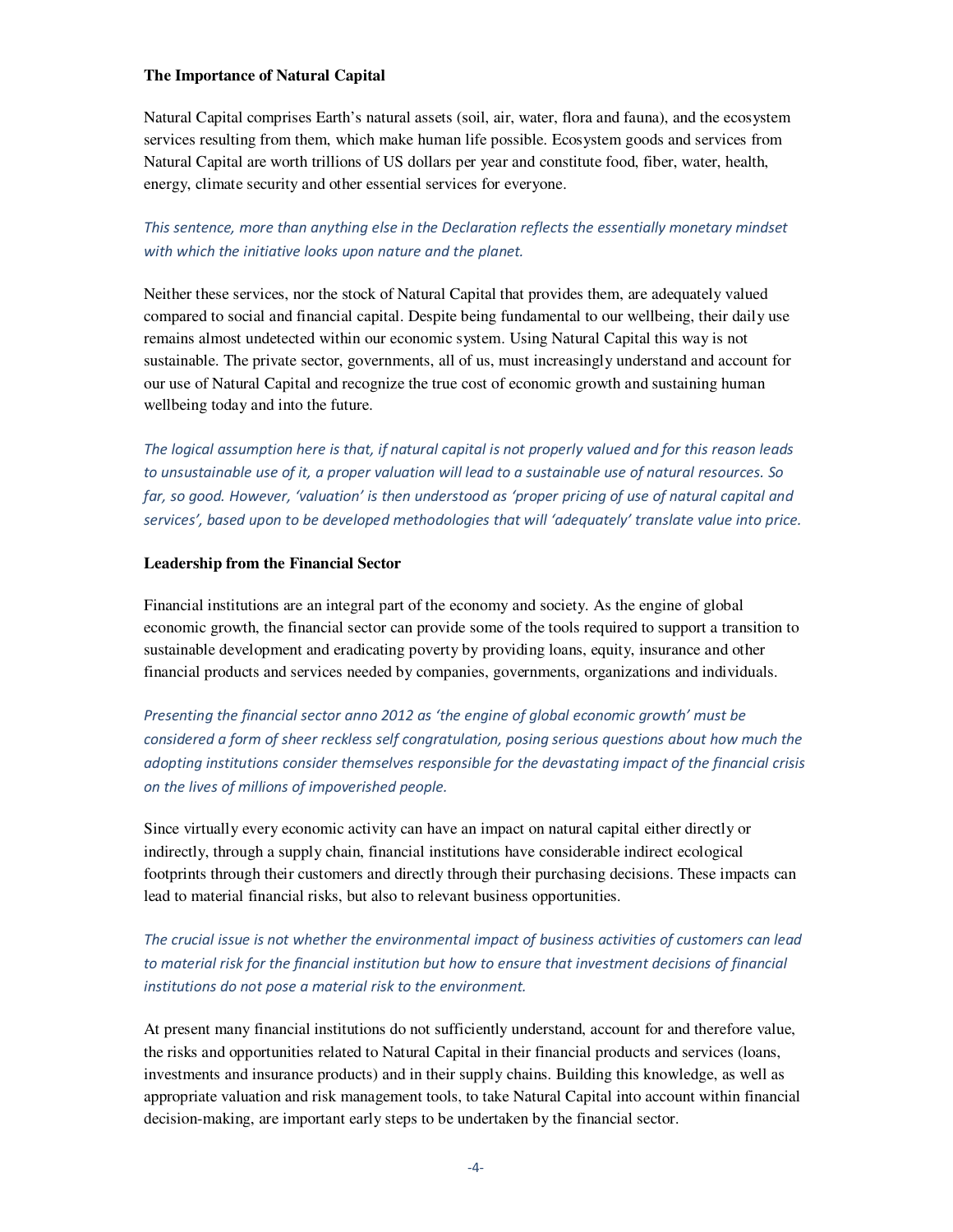**The Importance of Natural Capital**

Natural Capital comprises Earth's natural assets (soil, air, water, flora and fauna), and the ecosystem services resulting from them, which make human life possible. Ecosystem goods and services from Natural Capital are worth trillions of US dollars per year and constitute food, fiber, water, health, energy, climate security and other essential services for everyone.

*This sentence, more than anything else in the Declaration reflects the essentially monetary mindset with which the initiative looks upon nature and the planet.*

Neither these services, nor the stock of Natural Capital that provides them, are adequately valued compared to social and financial capital. Despite being fundamental to our wellbeing, their daily use remains almost undetected within our economic system. Using Natural Capital this way is not sustainable. The private sector, governments, all of us, must increasingly understand and account for our use of Natural Capital and recognize the true cost of economic growth and sustaining human wellbeing today and into the future.

*The logical assumption here is that, if natural capital is not properly valued and for this reason leads to unsustainable use of it, a proper valuation will lead to a sustainable use of natural resources. So far, so good. However, 'valuation' is then understood as 'proper pricing of use of natural capital and services', based upon to be developed methodologies that will 'adequately' translate value into price.*

**Leadership from the Financial Sector**

Financial institutions are an integral part of the economy and society. As the engine of global economic growth, the financial sector can provide some of the tools required to support a transition to sustainable development and eradicating poverty by providing loans, equity, insurance and other financial products and services needed by companies, governments, organizations and individuals.

*Presenting the financial sector anno 2012 as 'the engine of global economic growth' must be considered a form of sheer reckless self congratulation, posing serious questions about how much the adopting institutions consider themselves responsible for the devastating impact of the financial crisis on the lives of millions of impoverished people.*

Since virtually every economic activity can have an impact on natural capital either directly or indirectly, through a supply chain, financial institutions have considerable indirect ecological footprints through their customers and directly through their purchasing decisions. These impacts can lead to material financial risks, but also to relevant business opportunities.

*The crucial issue is not whether the environmental impact of business activities of customers can lead to material risk for the financial institution but how to ensure that investment decisions of financial institutions do not pose a material risk to the environment.*

At present many financial institutions do not sufficiently understand, account for and therefore value, the risks and opportunities related to Natural Capital in their financial products and services (loans, investments and insurance products) and in their supply chains. Building this knowledge, as well as appropriate valuation and risk management tools, to take Natural Capital into account within financial decision-making, are important early steps to be undertaken by the financial sector.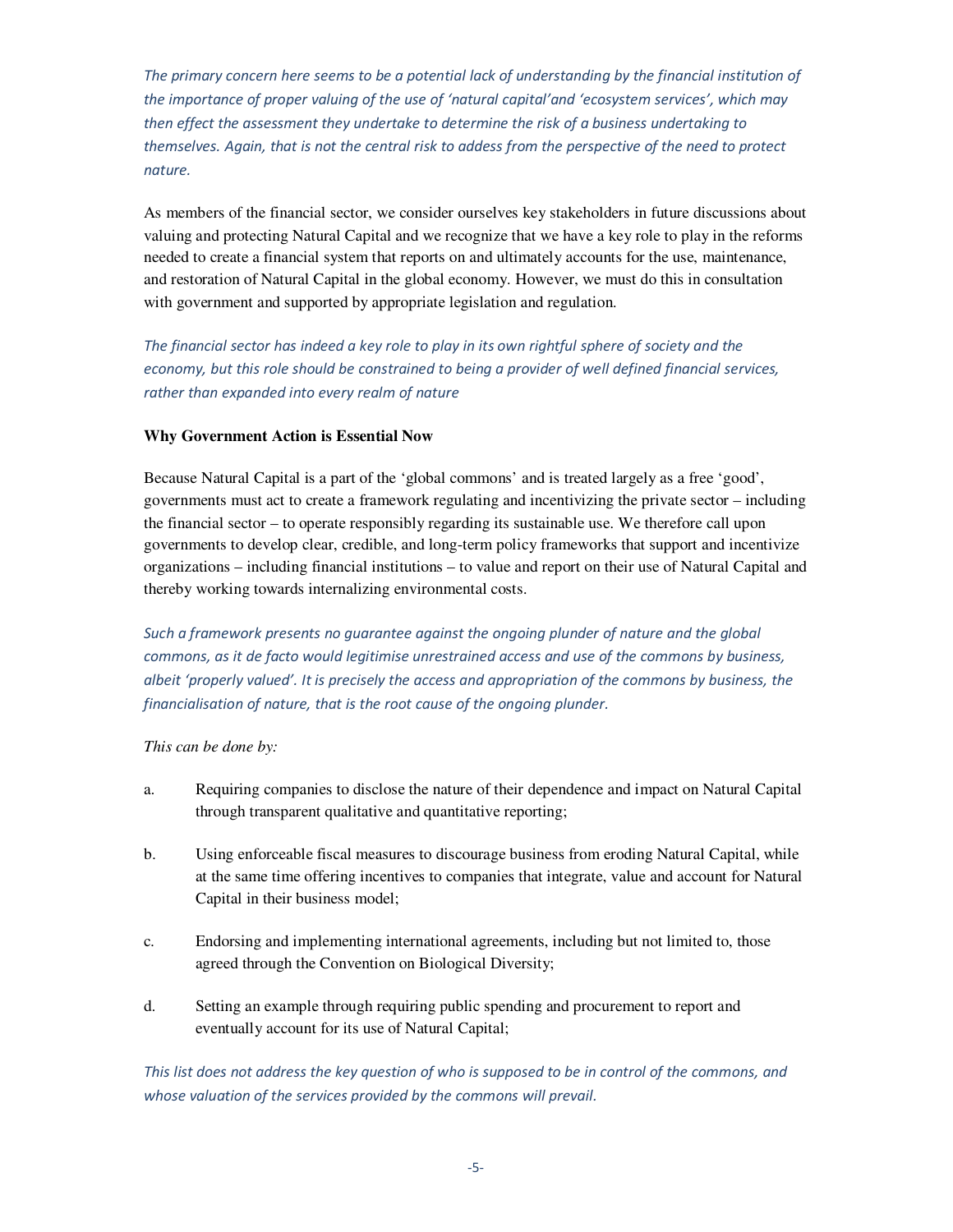*The primary concern here seems to be a potential lack of understanding by the financial institution of the importance of proper valuing of the use of 'natural capital'and 'ecosystem services', which may then effect the assessment they undertake to determine the risk of a business undertaking to themselves. Again, that is not the central risk to addess from the perspective of the need to protect nature.*

As members of the financial sector, we consider ourselves key stakeholders in future discussions about valuing and protecting Natural Capital and we recognize that we have a key role to play in the reforms needed to create a financial system that reports on and ultimately accounts for the use, maintenance, and restoration of Natural Capital in the global economy. However, we must do this in consultation with government and supported by appropriate legislation and regulation.

*The financial sector has indeed a key role to play in its own rightful sphere of society and the economy, but this role should be constrained to being a provider of well defined financial services, rather than expanded into every realm of nature*

**Why Government Action is Essential Now**

Because Natural Capital is a part of the 'global commons' and is treated largely as a free 'good', governments must act to create a framework regulating and incentivizing the private sector – including the financial sector – to operate responsibly regarding its sustainable use. We therefore call upon governments to develop clear, credible, and long-term policy frameworks that support and incentivize organizations – including financial institutions – to value and report on their use of Natural Capital and thereby working towards internalizing environmental costs.

*Such a framework presents no guarantee against the ongoing plunder of nature and the global commons, as it de facto would legitimise unrestrained access and use of the commons by business, albeit 'properly valued'. It is precisely the access and appropriation of the commons by business, the financialisation of nature, that is the root cause of the ongoing plunder.*

*This can be done by:*

a. Requiring companies to disclose the nature of their dependence and impact on Natural Capital through transparent qualitative and quantitative reporting;

b. Using enforceable fiscal measures to discourage business from eroding Natural Capital, while at the same time offering incentives to companies that integrate, value and account for Natural Capital in their business model;

c. Endorsing and implementing international agreements, including but not limited to, those agreed through the Convention on Biological Diversity;

d. Setting an example through requiring public spending and procurement to report and eventually account for its use of Natural Capital;

*This list does not address the key question of who is supposed to be in control of the commons, and whose valuation of the services provided by the commons will prevail.*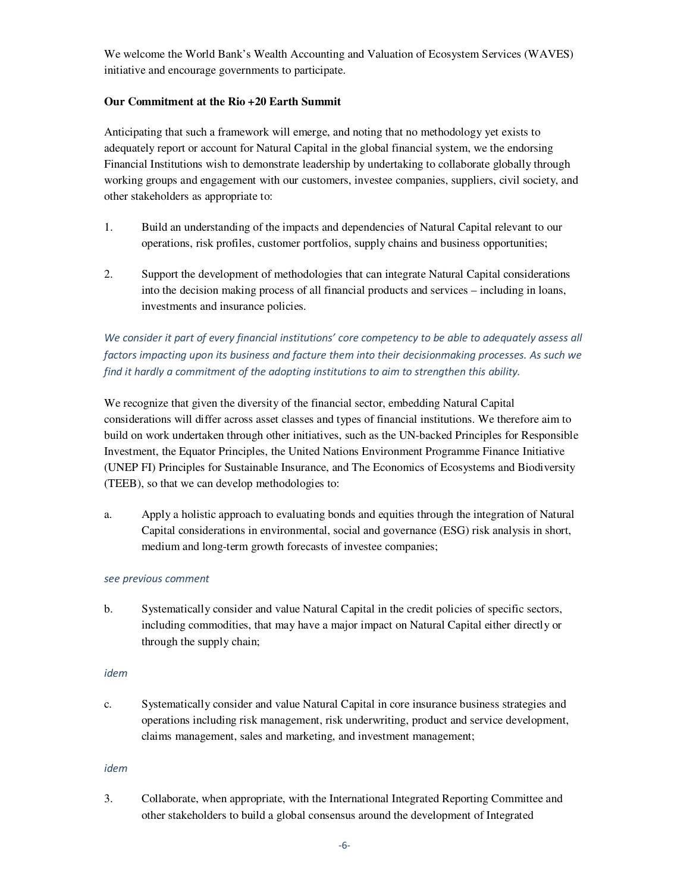We welcome the World Bank's Wealth Accounting and Valuation of Ecosystem Services (WAVES) initiative and encourage governments to participate.

**Our Commitment at the Rio +20 Earth Summit**

Anticipating that such a framework will emerge, and noting that no methodology yet exists to adequately report or account for Natural Capital in the global financial system, we the endorsing Financial Institutions wish to demonstrate leadership by undertaking to collaborate globally through working groups and engagement with our customers, investee companies, suppliers, civil society, and other stakeholders as appropriate to:

1. Build an understanding of the impacts and dependencies of Natural Capital relevant to our operations, risk profiles, customer portfolios, supply chains and business opportunities;

2. Support the development of methodologies that can integrate Natural Capital considerations into the decision making process of all financial products and services – including in loans, investments and insurance policies.

*We consider it part of every financial institutions' core competency to be able to adequately assess all factors impacting upon its business and facture them into their decisionmaking processes. As such we find it hardly a commitment of the adopting institutions to aim to strengthen this ability.*

We recognize that given the diversity of the financial sector, embedding Natural Capital considerations will differ across asset classes and types of financial institutions. We therefore aim to build on work undertaken through other initiatives, such as the UN-backed Principles for Responsible Investment, the Equator Principles, the United Nations Environment Programme Finance Initiative (UNEP FI) Principles for Sustainable Insurance, and The Economics of Ecosystems and Biodiversity (TEEB), so that we can develop methodologies to:

a. Apply a holistic approach to evaluating bonds and equities through the integration of Natural Capital considerations in environmental, social and governance (ESG) risk analysis in short, medium and long-term growth forecasts of investee companies;

*see previous comment*

b. Systematically consider and value Natural Capital in the credit policies of specific sectors, including commodities, that may have a major impact on Natural Capital either directly or through the supply chain;

*idem*

c. Systematically consider and value Natural Capital in core insurance business strategies and operations including risk management, risk underwriting, product and service development, claims management, sales and marketing, and investment management;

*idem*

3. Collaborate, when appropriate, with the International Integrated Reporting Committee and other stakeholders to build a global consensus around the development of Integrated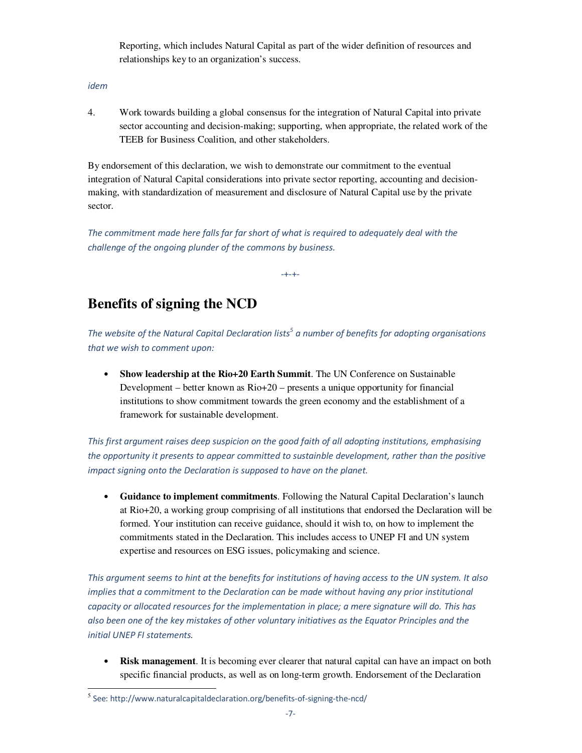Reporting, which includes Natural Capital as part of the wider definition of resources and relationships key to an organization's success.

*idem*

4. Work towards building a global consensus for the integration of Natural Capital into private sector accounting and decision-making; supporting, when appropriate, the related work of the TEEB for Business Coalition, and other stakeholders.

By endorsement of this declaration, we wish to demonstrate our commitment to the eventual integration of Natural Capital considerations into private sector reporting, accounting and decision-making, with standardization of measurement and disclosure of Natural Capital use by the private sector.

*The commitment made here falls far far short of what is required to adequately deal with the challenge of the ongoing plunder of the commons by business.*

-+-+-

## Benefits of signing the NCD

*The website of the Natural Capital Declaration lists[5] a number of benefits for adopting organisations that we wish to comment upon:*

- **Show leadership at the Rio+20 Earth Summit**. The UN Conference on Sustainable Development – better known as Rio+20 – presents a unique opportunity for financial institutions to show commitment towards the green economy and the establishment of a framework for sustainable development.

*This first argument raises deep suspicion on the good faith of all adopting institutions, emphasising the opportunity it presents to appear committed to sustainble development, rather than the positive impact signing onto the Declaration is supposed to have on the planet.*

- **Guidance to implement commitments**. Following the Natural Capital Declaration's launch at Rio+20, a working group comprising of all institutions that endorsed the Declaration will be formed. Your institution can receive guidance, should it wish to, on how to implement the commitments stated in the Declaration. This includes access to UNEP FI and UN system expertise and resources on ESG issues, policymaking and science.

*This argument seems to hint at the benefits for institutions of having access to the UN system. It also implies that a commitment to the Declaration can be made without having any prior institutional capacity or allocated resources for the implementation in place; a mere signature will do. This has also been one of the key mistakes of other voluntary initiatives as the Equator Principles and the initial UNEP FI statements.*

- **Risk management**. It is becoming ever clearer that natural capital can have an impact on both specific financial products, as well as on long-term growth. Endorsement of the Declaration

[5] See: http://www.naturalcapitaldeclaration.org/benefits-of-signing-the-ncd/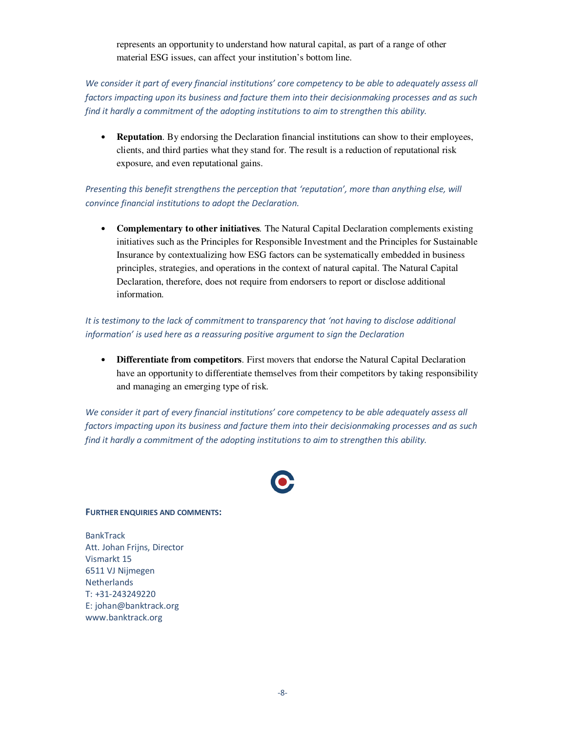represents an opportunity to understand how natural capital, as part of a range of other material ESG issues, can affect your institution's bottom line.

*We consider it part of every financial institutions' core competency to be able to adequately assess all factors impacting upon its business and facture them into their decisionmaking processes and as such find it hardly a commitment of the adopting institutions to aim to strengthen this ability.*

- **Reputation**. By endorsing the Declaration financial institutions can show to their employees, clients, and third parties what they stand for. The result is a reduction of reputational risk exposure, and even reputational gains.

*Presenting this benefit strengthens the perception that 'reputation', more than anything else, will convince financial institutions to adopt the Declaration.*

- **Complementary to other initiatives**. The Natural Capital Declaration complements existing initiatives such as the Principles for Responsible Investment and the Principles for Sustainable Insurance by contextualizing how ESG factors can be systematically embedded in business principles, strategies, and operations in the context of natural capital. The Natural Capital Declaration, therefore, does not require from endorsers to report or disclose additional information.

*It is testimony to the lack of commitment to transparency that 'not having to disclose additional information' is used here as a reassuring positive argument to sign the Declaration*

- **Differentiate from competitors**. First movers that endorse the Natural Capital Declaration have an opportunity to differentiate themselves from their competitors by taking responsibility and managing an emerging type of risk.

*We consider it part of every financial institutions' core competency to be able adequately assess all factors impacting upon its business and facture them into their decisionmaking processes and as such find it hardly a commitment of the adopting institutions to aim to strengthen this ability.*

**FURTHER ENQUIRIES AND COMMENTS:**

BankTrack
Att. Johan Frijns, Director
Vismarkt 15
6511 VJ Nijmegen
Netherlands
T: +31-243249220
E: johan@banktrack.org
www.banktrack.org